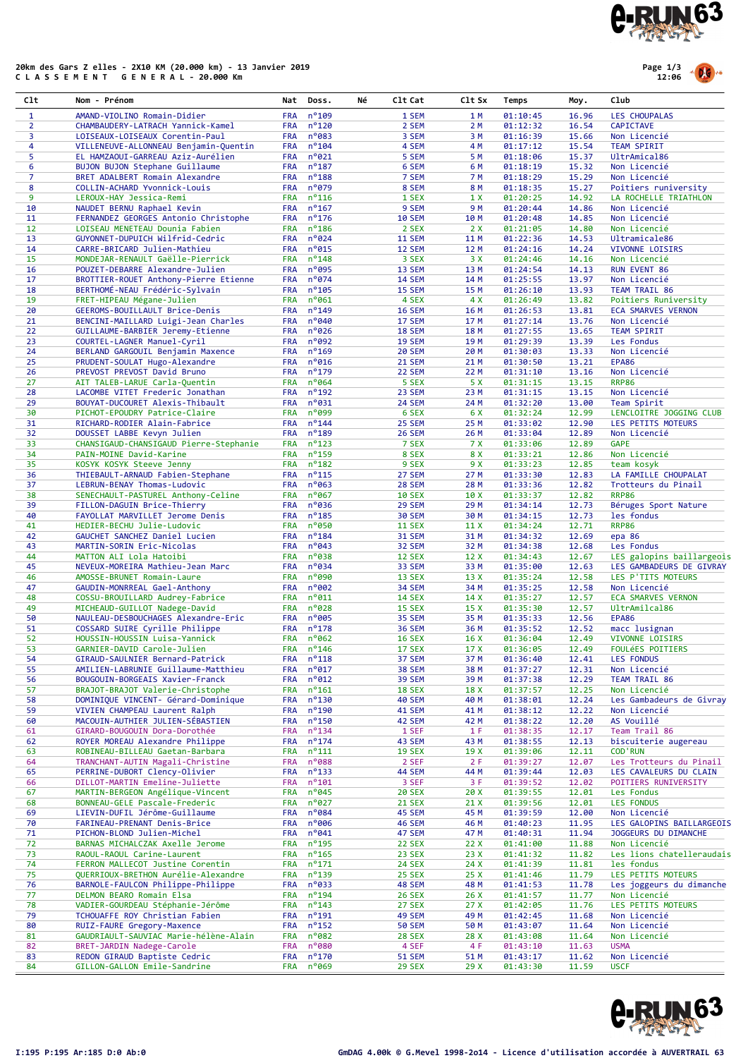20km des Gars Z elles - 2X10 KM (20.000 km) - 13 Janvier 2019
C L A S S E M E N T   G E N E R A L - 20.000 Km

| Clt | Nom - Prénom | Nat | Doss. | Né | Clt Cat | Clt Sx | Temps | Moy. | Club |
|---|---|---|---|---|---|---|---|---|---|
| 1 | AMAND-VIOLINO Romain-Didier | FRA | n°109 | | 1 SEM | 1 M | 01:10:45 | 16.96 | LES CHOUPALAS |
| 2 | CHAMBAUDERY-LATRACH Yannick-Kamel | FRA | n°120 | | 2 SEM | 2 M | 01:12:32 | 16.54 | CAPICTAVE |
| 3 | LOISEAUX-LOISEAUX Corentin-Paul | FRA | n°083 | | 3 SEM | 3 M | 01:16:39 | 15.66 | Non Licencié |
| 4 | VILLENEUVE-ALLONNEAU Benjamin-Quentin | FRA | n°104 | | 4 SEM | 4 M | 01:17:12 | 15.54 | TEAM SPIRIT |
| 5 | EL HAMZAOUI-GARREAU Aziz-Aurélien | FRA | n°021 | | 5 SEM | 5 M | 01:18:06 | 15.37 | UltrAmical86 |
| 6 | BUJON BUJON Stephane Guillaume | FRA | n°187 | | 6 SEM | 6 M | 01:18:19 | 15.32 | Non Licencié |
| 7 | BRET ADALBERT Romain Alexandre | FRA | n°188 | | 7 SEM | 7 M | 01:18:29 | 15.29 | Non Licencié |
| 8 | COLLIN-ACHARD Yvonnick-Louis | FRA | n°079 | | 8 SEM | 8 M | 01:18:35 | 15.27 | Poitiers runiversity |
| 9 | LEROUX-HAY Jessica-Remi | FRA | n°116 | | 1 SEX | 1 X | 01:20:25 | 14.92 | LA ROCHELLE TRIATHLON |
| 10 | NAUDET BERNU Raphael Kevin | FRA | n°167 | | 9 SEM | 9 M | 01:20:44 | 14.86 | Non Licencié |
| 11 | FERNANDEZ GEORGES Antonio Christophe | FRA | n°176 | | 10 SEM | 10 M | 01:20:48 | 14.85 | Non Licencié |
| 12 | LOISEAU MENETEAU Dounia Fabien | FRA | n°186 | | 2 SEX | 2 X | 01:21:05 | 14.80 | Non Licencié |
| 13 | GUYONNET-DUPUICH Wilfrid-Cedric | FRA | n°024 | | 11 SEM | 11 M | 01:22:36 | 14.53 | Ultramicale86 |
| 14 | CARRE-BRICARD Julien-Mathieu | FRA | n°015 | | 12 SEM | 12 M | 01:24:16 | 14.24 | VIVONNE LOISIRS |
| 15 | MONDEJAR-RENAULT Gaëlle-Pierrick | FRA | n°148 | | 3 SEX | 3 X | 01:24:46 | 14.16 | Non Licencié |
| 16 | POUZET-DEBARRE Alexandre-Julien | FRA | n°095 | | 13 SEM | 13 M | 01:24:54 | 14.13 | RUN EVENT 86 |
| 17 | BROTTIER-ROUET Anthony-Pierre Etienne | FRA | n°074 | | 14 SEM | 14 M | 01:25:55 | 13.97 | Non Licencié |
| 18 | BERTHOMÉ-NEAU Frédéric-Sylvain | FRA | n°105 | | 15 SEM | 15 M | 01:26:10 | 13.93 | TEAM TRAIL 86 |
| 19 | FRET-HIPEAU Mégane-Julien | FRA | n°061 | | 4 SEX | 4 X | 01:26:49 | 13.82 | Poitiers Runiversity |
| 20 | GEEROMS-BOUILLAULT Brice-Denis | FRA | n°149 | | 16 SEM | 16 M | 01:26:53 | 13.81 | ECA SMARVES VERNON |
| 21 | BENCINI-MAILLARD Luigi-Jean Charles | FRA | n°040 | | 17 SEM | 17 M | 01:27:14 | 13.76 | Non Licencié |
| 22 | GUILLAUME-BARBIER Jeremy-Etienne | FRA | n°026 | | 18 SEM | 18 M | 01:27:55 | 13.65 | TEAM SPIRIT |
| 23 | COURTEL-LAGNER Manuel-Cyril | FRA | n°092 | | 19 SEM | 19 M | 01:29:39 | 13.39 | Les Fondus |
| 24 | BERLAND GARGOUIL Benjamin Maxence | FRA | n°169 | | 20 SEM | 20 M | 01:30:03 | 13.33 | Non Licencié |
| 25 | PRUDENT-SOULAT Hugo-Alexandre | FRA | n°016 | | 21 SEM | 21 M | 01:30:50 | 13.21 | EPA86 |
| 26 | PREVOST PREVOST David Bruno | FRA | n°179 | | 22 SEM | 22 M | 01:31:10 | 13.16 | Non Licencié |
| 27 | AIT TALEB-LARUE Carla-Quentin | FRA | n°064 | | 5 SEX | 5 X | 01:31:15 | 13.15 | RRP86 |
| 28 | LACOMBE VITET Frederic Jonathan | FRA | n°192 | | 23 SEM | 23 M | 01:31:15 | 13.15 | Non Licencié |
| 29 | BOUYAT-DUCOURET Alexis-Thibault | FRA | n°031 | | 24 SEM | 24 M | 01:32:20 | 13.00 | Team Spirit |
| 30 | PICHOT-EPOUDRY Patrice-Claire | FRA | n°099 | | 6 SEX | 6 X | 01:32:24 | 12.99 | LENCLOITRE JOGGING CLUB |
| 31 | RICHARD-RODIER Alain-Fabrice | FRA | n°144 | | 25 SEM | 25 M | 01:33:02 | 12.90 | LES PETITS MOTEURS |
| 32 | DOUSSET LABBE Kevyn Julien | FRA | n°189 | | 26 SEM | 26 M | 01:33:04 | 12.89 | Non Licencié |
| 33 | CHANSIGAUD-CHANSIGAUD Pierre-Stephanie | FRA | n°123 | | 7 SEX | 7 X | 01:33:06 | 12.89 | GAPE |
| 34 | PAIN-MOINE David-Karine | FRA | n°159 | | 8 SEX | 8 X | 01:33:21 | 12.86 | Non Licencié |
| 35 | KOSYK KOSYK Steeve Jenny | FRA | n°182 | | 9 SEX | 9 X | 01:33:23 | 12.85 | team kosyk |
| 36 | THIEBAULT-ARNAUD Fabien-Stephane | FRA | n°115 | | 27 SEM | 27 M | 01:33:30 | 12.83 | LA FAMILLE CHOUPALAT |
| 37 | LEBRUN-BENAY Thomas-Ludovic | FRA | n°063 | | 28 SEM | 28 M | 01:33:36 | 12.82 | Trotteurs du Pinail |
| 38 | SENECHAULT-PASTUREL Anthony-Celine | FRA | n°067 | | 10 SEX | 10 X | 01:33:37 | 12.82 | RRP86 |
| 39 | FILLON-DAGUIN Brice-Thierry | FRA | n°036 | | 29 SEM | 29 M | 01:34:14 | 12.73 | Béruges Sport Nature |
| 40 | FAYOLLAT MARVILLET Jerome Denis | FRA | n°185 | | 30 SEM | 30 M | 01:34:15 | 12.73 | les fondus |
| 41 | HEDIER-BECHU Julie-Ludovic | FRA | n°050 | | 11 SEX | 11 X | 01:34:24 | 12.71 | RRP86 |
| 42 | GAUCHET SANCHEZ Daniel Lucien | FRA | n°184 | | 31 SEM | 31 M | 01:34:32 | 12.69 | epa 86 |
| 43 | MARTIN-SORIN Eric-Nicolas | FRA | n°043 | | 32 SEM | 32 M | 01:34:38 | 12.68 | Les Fondus |
| 44 | MATTON ALI Lola Hatoibi | FRA | n°038 | | 12 SEX | 12 X | 01:34:43 | 12.67 | LES galopins baillargeois |
| 45 | NEVEUX-MOREIRA Mathieu-Jean Marc | FRA | n°034 | | 33 SEM | 33 M | 01:35:00 | 12.63 | LES GAMBADEURS DE GIVRAY |
| 46 | AMOSSE-BRUNET Romain-Laure | FRA | n°090 | | 13 SEX | 13 X | 01:35:24 | 12.58 | LES P'TITS MOTEURS |
| 47 | GAUDIN-MONRREAL Gael-Anthony | FRA | n°002 | | 34 SEM | 34 M | 01:35:25 | 12.58 | Non Licencié |
| 48 | COSSU-BROUILLARD Audrey-Fabrice | FRA | n°011 | | 14 SEX | 14 X | 01:35:27 | 12.57 | ECA SMARVES VERNON |
| 49 | MICHEAUD-GUILLOT Nadege-David | FRA | n°028 | | 15 SEX | 15 X | 01:35:30 | 12.57 | UltrAmilcal86 |
| 50 | NAULEAU-DESBOUCHAGES Alexandre-Eric | FRA | n°005 | | 35 SEM | 35 M | 01:35:33 | 12.56 | EPA86 |
| 51 | COSSARD SUIRE Cyrille Philippe | FRA | n°178 | | 36 SEM | 36 M | 01:35:52 | 12.52 | macc lusignan |
| 52 | HOUSSIN-HOUSSIN Luisa-Yannick | FRA | n°062 | | 16 SEX | 16 X | 01:36:04 | 12.49 | VIVONNE LOISIRS |
| 53 | GARNIER-DAVID Carole-Julien | FRA | n°146 | | 17 SEX | 17 X | 01:36:05 | 12.49 | FOULéES POITIERS |
| 54 | GIRAUD-SAULNIER Bernard-Patrick | FRA | n°118 | | 37 SEM | 37 M | 01:36:40 | 12.41 | LES FONDUS |
| 55 | AMILIEN-LABRUNIE Guillaume-Matthieu | FRA | n°017 | | 38 SEM | 38 M | 01:37:27 | 12.31 | Non Licencié |
| 56 | BOUGOUIN-BORGEAIS Xavier-Franck | FRA | n°012 | | 39 SEM | 39 M | 01:37:38 | 12.29 | TEAM TRAIL 86 |
| 57 | BRAJOT-BRAJOT Valerie-Christophe | FRA | n°161 | | 18 SEX | 18 X | 01:37:57 | 12.25 | Non Licencié |
| 58 | DOMINIQUE VINCENT- Gérard-Dominique | FRA | n°130 | | 40 SEM | 40 M | 01:38:01 | 12.24 | Les Gambadeurs de Givray |
| 59 | VIVIEN CHAMPEAU Laurent Ralph | FRA | n°190 | | 41 SEM | 41 M | 01:38:12 | 12.22 | Non Licencié |
| 60 | MACOUIN-AUTHIER JULIEN-SÉBASTIEN | FRA | n°150 | | 42 SEM | 42 M | 01:38:22 | 12.20 | AS Vouillé |
| 61 | GIRARD-BOUGOUIN Dora-Dorothée | FRA | n°134 | | 1 SEF | 1 F | 01:38:35 | 12.17 | Team Trail 86 |
| 62 | ROYER MOREAU Alexandre Philippe | FRA | n°174 | | 43 SEM | 43 M | 01:38:55 | 12.13 | biscuiterie augereau |
| 63 | ROBINEAU-BILLEAU Gaetan-Barbara | FRA | n°111 | | 19 SEX | 19 X | 01:39:06 | 12.11 | COD'RUN |
| 64 | TRANCHANT-AUTIN Magali-Christine | FRA | n°088 | | 2 SEF | 2 F | 01:39:27 | 12.07 | Les Trotteurs du Pinail |
| 65 | PERRINE-DUBORT Clency-Olivier | FRA | n°133 | | 44 SEM | 44 M | 01:39:44 | 12.03 | LES CAVALEURS DU CLAIN |
| 66 | DILLOT-MARTIN Emeline-Juliette | FRA | n°101 | | 3 SEF | 3 F | 01:39:52 | 12.02 | POITIERS RUNIVERSITY |
| 67 | MARTIN-BERGEON Angélique-Vincent | FRA | n°045 | | 20 SEX | 20 X | 01:39:55 | 12.01 | Les Fondus |
| 68 | BONNEAU-GELE Pascale-Frederic | FRA | n°027 | | 21 SEX | 21 X | 01:39:56 | 12.01 | LES FONDUS |
| 69 | LIEVIN-DUFIL Jérôme-Guillaume | FRA | n°084 | | 45 SEM | 45 M | 01:39:59 | 12.00 | Non Licencié |
| 70 | FARINEAU-PRENANT Denis-Brice | FRA | n°006 | | 46 SEM | 46 M | 01:40:23 | 11.95 | LES GALOPINS BAILLARGEOIS |
| 71 | PICHON-BLOND Julien-Michel | FRA | n°041 | | 47 SEM | 47 M | 01:40:31 | 11.94 | JOGGEURS DU DIMANCHE |
| 72 | BARNAS MICHALCZAK Axelle Jerome | FRA | n°195 | | 22 SEX | 22 X | 01:41:00 | 11.88 | Non Licencié |
| 73 | RAOUL-RAOUL Carine-Laurent | FRA | n°165 | | 23 SEX | 23 X | 01:41:32 | 11.82 | Les lions chatelleraudais |
| 74 | FERRON MALLECOT Justine Corentin | FRA | n°171 | | 24 SEX | 24 X | 01:41:39 | 11.81 | les fondus |
| 75 | QUERRIOUX-BRETHON Aurélie-Alexandre | FRA | n°139 | | 25 SEX | 25 X | 01:41:46 | 11.79 | LES PETITS MOTEURS |
| 76 | BARNOLE-FAULCON Philippe-Philippe | FRA | n°033 | | 48 SEM | 48 M | 01:41:53 | 11.78 | Les joggeurs du dimanche |
| 77 | DELMON BEARO Romain Elsa | FRA | n°194 | | 26 SEX | 26 X | 01:41:57 | 11.77 | Non Licencié |
| 78 | VADIER-GOURDEAU Stéphanie-Jérôme | FRA | n°143 | | 27 SEX | 27 X | 01:42:05 | 11.76 | LES PETITS MOTEURS |
| 79 | TCHOUAFFE ROY Christian Fabien | FRA | n°191 | | 49 SEM | 49 M | 01:42:45 | 11.68 | Non Licencié |
| 80 | RUIZ-FAURE Gregory-Maxence | FRA | n°152 | | 50 SEM | 50 M | 01:43:07 | 11.64 | Non Licencié |
| 81 | GAUDRIAULT-SAUVIAC Marie-hélène-Alain | FRA | n°082 | | 28 SEX | 28 X | 01:43:08 | 11.64 | Non Licencié |
| 82 | BRET-JARDIN Nadege-Carole | FRA | n°080 | | 4 SEF | 4 F | 01:43:10 | 11.63 | USMA |
| 83 | REDON GIRAUD Baptiste Cedric | FRA | n°170 | | 51 SEM | 51 M | 01:43:17 | 11.62 | Non Licencié |
| 84 | GILLON-GALLON Emile-Sandrine | FRA | n°069 | | 29 SEX | 29 X | 01:43:30 | 11.59 | USCF |

I:195 P:195 Ar:185 D:0 Ab:0

GmDAG 4.00k © G.Mevel 1998-2014 - Licence d'utilisation accordée à AUVERTRAIL 63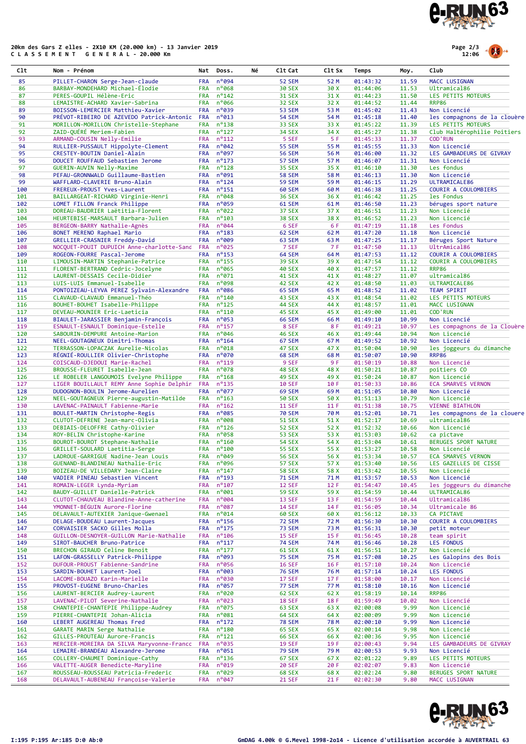20km des Gars Z elles - 2X10 KM (20.000 km) - 13 Janvier 2019
C L A S S E M E N T   G E N E R A L - 20.000 Km

| Clt | Nom - Prénom | Nat | Doss. | Né | Clt Cat | Clt Sx | Temps | Moy. | Club |
|---|---|---|---|---|---|---|---|---|---|
| 85 | PILLET-CHARON Serge-Jean-claude | FRA | n°094 | | 52 SEM | 52 M | 01:43:32 | 11.59 | MACC LUSIGNAN |
| 86 | BARBAY-MONDEHARD Michael-Élodie | FRA | n°068 | | 30 SEX | 30 X | 01:44:06 | 11.53 | Ultramical86 |
| 87 | PERES-GOUPIL Hélène-Eric | FRA | n°142 | | 31 SEX | 31 X | 01:44:23 | 11.50 | LES PETITS MOTEURS |
| 88 | LEMAISTRE-ACHARD Xavier-Sabrina | FRA | n°066 | | 32 SEX | 32 X | 01:44:52 | 11.44 | RRP86 |
| 89 | BOISSON-LEMERCIER Matthieu-Xavier | FRA | n°039 | | 53 SEM | 53 M | 01:45:02 | 11.43 | Non Licencié |
| 90 | PRÉVOT-RIBEIRO DE AZEVEDO Patrick-Antonic | FRA | n°013 | | 54 SEM | 54 M | 01:45:18 | 11.40 | les compagnons de la clouère |
| 91 | MORILLON-MORILLON Christelle-Stephane | FRA | n°138 | | 33 SEX | 33 X | 01:45:22 | 11.39 | LES PETITS MOTEURS |
| 92 | ZAID-QUÉRÉ Meriem-Fabien | FRA | n°127 | | 34 SEX | 34 X | 01:45:27 | 11.38 | Club Haltérophilie Poitiers |
| 93 | ARMAND-COUSIN Nelly-Emilie | FRA | n°112 | | 5 SEF | 5 F | 01:45:33 | 11.37 | COD'RUN |
| 94 | RULLIER-PUSSAULT Hippolyte-Clement | FRA | n°042 | | 55 SEM | 55 M | 01:45:55 | 11.33 | Non Licencié |
| 95 | CRESTEY-BOUTIN Daniel-Alain | FRA | n°097 | | 56 SEM | 56 M | 01:46:00 | 11.32 | LES GAMBADEURS DE GIVRAY |
| 96 | DOUCET ROUFFAUD Sebastien Jerome | FRA | n°173 | | 57 SEM | 57 M | 01:46:07 | 11.31 | Non Licencié |
| 97 | GUERIN-AUVIN Nelly-Maxime | FRA | n°128 | | 35 SEX | 35 X | 01:46:10 | 11.30 | Les fondus |
| 98 | PEFAU-GRONNWALD Guillaume-Bastien | FRA | n°091 | | 58 SEM | 58 M | 01:46:13 | 11.30 | Non Licencié |
| 99 | WAFFLARD-CLAVERIE Bruno-Alain | FRA | n°124 | | 59 SEM | 59 M | 01:46:15 | 11.29 | ULTRAMICALE86 |
| 100 | FREREUX-PROUST Yves-Laurent | FRA | n°151 | | 60 SEM | 60 M | 01:46:38 | 11.25 | COURIR A COULOMBIERS |
| 101 | BAILLARGEAT-RICHARD Virginie-Henri | FRA | n°048 | | 36 SEX | 36 X | 01:46:42 | 11.25 | les Fondus |
| 102 | LOMET FILLON Franck Philippe | FRA | n°059 | | 61 SEM | 61 M | 01:46:50 | 11.23 | béruges sport nature |
| 103 | DOREAU-BAUDRIER Laëtitia-Florent | FRA | n°022 | | 37 SEX | 37 X | 01:46:51 | 11.23 | Non Licencié |
| 104 | HEURTEBISE-MARSAULT Barbara-Julien | FRA | n°103 | | 38 SEX | 38 X | 01:46:52 | 11.23 | Non Licencié |
| 105 | BERGEON-BARRY Nathalie-Agnès | FRA | n°044 | | 6 SEF | 6 F | 01:47:19 | 11.18 | Les Fondus |
| 106 | BONET MERENO Raphael Mario | FRA | n°183 | | 62 SEM | 62 M | 01:47:20 | 11.18 | Non Licencié |
| 107 | GRELLIER-CRASNIER Freddy-David | FRA | n°009 | | 63 SEM | 63 M | 01:47:25 | 11.17 | Béruges Sport Nature |
| 108 | NOCQUET-POUIT DUPUICH Anne-charlotte-Sand | FRA | n°025 | | 7 SEF | 7 F | 01:47:50 | 11.13 | UltrAmical86 |
| 109 | ROGEON-FOURRE Pascal-Jerome | FRA | n°153 | | 64 SEM | 64 M | 01:47:53 | 11.12 | COURIR A COULOMBIERS |
| 110 | LIMOUSIN-MARTIN Stephanie-Patrice | FRA | n°155 | | 39 SEX | 39 X | 01:47:54 | 11.12 | COURIR A COULOMBIERS |
| 111 | FLORENT-BERTRAND Cedric-Jocelyne | FRA | n°065 | | 40 SEX | 40 X | 01:47:57 | 11.12 | RRP86 |
| 112 | LAURENT-DESSAIS Cecile-Didier | FRA | n°071 | | 41 SEX | 41 X | 01:48:27 | 11.07 | ultramical86 |
| 113 | LUIS-LUIS Emmanuel-Isabelle | FRA | n°098 | | 42 SEX | 42 X | 01:48:50 | 11.03 | ULTRAMICALE86 |
| 114 | PONTOIZEAU-LEYVA PEREZ Sylvain-Alexandre | FRA | n°086 | | 65 SEM | 65 M | 01:48:52 | 11.02 | TEAM SPIRIT |
| 115 | CLAVAUD-CLAVAUD Emmanuel-Théo | FRA | n°140 | | 43 SEX | 43 X | 01:48:54 | 11.02 | LES PETITS MOTEURS |
| 116 | BOUHET-BOUHET Isabelle-Philippe | FRA | n°125 | | 44 SEX | 44 X | 01:48:57 | 11.01 | MACC LUSIGNAN |
| 117 | DEVEAU-MOUNIER Eric-Laeticia | FRA | n°110 | | 45 SEX | 45 X | 01:49:00 | 11.01 | COD'RUN |
| 118 | BIAULET-JARASSIER Benjamin-François | FRA | n°053 | | 66 SEM | 66 M | 01:49:10 | 10.99 | Non Licencié |
| 119 | ESNAULT-ESNAULT Dominique-Estelle | FRA | n°157 | | 8 SEF | 8 F | 01:49:21 | 10.97 | Les compagnons de la Clouère |
| 120 | SABOURIN-DEMPURE Antoine-Marion | FRA | n°046 | | 46 SEX | 46 X | 01:49:44 | 10.94 | Non Licencié |
| 121 | NEEL-GOUTAGNEUX Dimitri-Thomas | FRA | n°164 | | 67 SEM | 67 M | 01:49:52 | 10.92 | Non Licencié |
| 122 | TERRASSON-LOPACZAK Aurelie-Nicolas | FRA | n°018 | | 47 SEX | 47 X | 01:50:04 | 10.90 | les joggeurs du dimanche |
| 123 | RÉGNIÉ-ROULLIER Olivier-Christophe | FRA | n°070 | | 68 SEM | 68 M | 01:50:07 | 10.90 | RRP86 |
| 124 | COISCAUD-DJEDOUI Marie-Rachel | FRA | n°119 | | 9 SEF | 9 F | 01:50:19 | 10.88 | Non Licencié |
| 125 | BROUSSE-FLEURET Isabelle-Jean | FRA | n°078 | | 48 SEX | 48 X | 01:50:21 | 10.87 | poitiers CO |
| 126 | LE ROBELER LANGOUMOIS Evelyne Philippe | FRA | n°168 | | 49 SEX | 49 X | 01:50:24 | 10.87 | Non Licencié |
| 127 | LIGER BOUILLAULT REMY Anne Sophie Delphir | FRA | n°135 | | 10 SEF | 10 F | 01:50:33 | 10.86 | ECA SMARVES VERNON |
| 128 | DUDOGNON-BOULIN Jerome-Aurelien | FRA | n°077 | | 69 SEM | 69 M | 01:51:05 | 10.80 | Non Licencié |
| 129 | NEEL-GOUTAGNEUX Pierre-augustin-Matilde | FRA | n°163 | | 50 SEX | 50 X | 01:51:13 | 10.79 | Non Licencié |
| 130 | LAVENAC-PAINAULT Fabienne-Marie | FRA | n°162 | | 11 SEF | 11 F | 01:51:38 | 10.75 | VIENNE BIATHLON |
| 131 | BOULET-MARTIN Christophe-Regis | FRA | n°085 | | 70 SEM | 70 M | 01:52:01 | 10.71 | les compagnons de la clouere |
| 132 | CLUTOT-DEFRENE Jean-marc-Olivia | FRA | n°008 | | 51 SEX | 51 X | 01:52:17 | 10.69 | ultramical86 |
| 133 | DEBIAIS-DELOFFRE Cathy-Olivier | FRA | n°126 | | 52 SEX | 52 X | 01:52:32 | 10.66 | Non Licencié |
| 134 | ROY-BELIN Christophe-Karine | FRA | n°058 | | 53 SEX | 53 X | 01:53:03 | 10.62 | ca pictave |
| 135 | BOUROT-BOUROT Stephane-Nathalie | FRA | n°160 | | 54 SEX | 54 X | 01:53:04 | 10.61 | BERUGES SPORT NATURE |
| 136 | GRILLET-SOULARD Laetitia-Serge | FRA | n°100 | | 55 SEX | 55 X | 01:53:27 | 10.58 | Non Licencié |
| 137 | LADROUE-GARRIGUE Nadine-Jean Louis | FRA | n°049 | | 56 SEX | 56 X | 01:53:34 | 10.57 | ECA SMARVES VERNON |
| 138 | GUENAND-BLANDINEAU Nathalie-Eric | FRA | n°096 | | 57 SEX | 57 X | 01:53:40 | 10.56 | LES GAZELLES DE CISSE |
| 139 | BOIZEAU-DE VILLEDARY Jean-Claire | FRA | n°147 | | 58 SEX | 58 X | 01:53:42 | 10.55 | Non Licencié |
| 140 | VADIER PINEAU Sebastien Vincent | FRA | n°193 | | 71 SEM | 71 M | 01:53:57 | 10.53 | Non Licencié |
| 141 | ROMAIN-LEGER Lynda-Myriam | FRA | n°107 | | 12 SEF | 12 F | 01:54:47 | 10.45 | les joggeurs du dimanche |
| 142 | BAUDY-GUILLET Danielle-Patrick | FRA | n°001 | | 59 SEX | 59 X | 01:54:59 | 10.44 | ULTRAMICAL86 |
| 143 | CLUTOT-CHAUVEAU Blandine-Anne-catherine | FRA | n°004 | | 13 SEF | 13 F | 01:54:59 | 10.44 | Ultramical86 |
| 144 | YMONNET-BÉGUIN Aurore-Florine | FRA | n°087 | | 14 SEF | 14 F | 01:56:05 | 10.34 | Ultramicale 86 |
| 145 | DELAVAULT-AUTEXIER Janique-Gwenael | FRA | n°014 | | 60 SEX | 60 X | 01:56:12 | 10.33 | CA PICTAVE |
| 146 | DELAGE-BOUDEAU Laurent-Jacques | FRA | n°156 | | 72 SEM | 72 M | 01:56:30 | 10.30 | COURIR A COULOMBIERS |
| 147 | CORVAISIER SACKO Gilles Molla | FRA | n°175 | | 73 SEM | 73 M | 01:56:31 | 10.30 | Non Licencié |
| 148 | GUILLON-DESNOYER-GUILLON Marie-Nathalie | FRA | n°106 | | 15 SEF | 15 F | 01:56:45 | 10.28 | petit moteur |
| 149 | SIROT-BAUCHER Bruno-Patrice | FRA | n°117 | | 74 SEM | 74 M | 01:56:46 | 10.28 | team spirit |
| 150 | BRECHON GIRAUD Celine Benoit | FRA | n°177 | | 61 SEX | 61 X | 01:56:51 | 10.27 | LES FONDUS |
| 151 | LAFON-GRASSELLY Patrick-Philippe | FRA | n°093 | | 75 SEM | 75 M | 01:57:08 | 10.25 | Les Galopins des Bois |
| 152 | DUFOUR-PROUST Fabienne-Sandrine | FRA | n°056 | | 16 SEF | 16 F | 01:57:10 | 10.24 | Non Licencié |
| 153 | SARDIN-BOUHET Laurent-Joel | FRA | n°003 | | 76 SEM | 76 M | 01:57:14 | 10.24 | LES FONDUS |
| 154 | LACOME-BOUAZO Karin-Marielle | FRA | n°030 | | 17 SEF | 17 F | 01:58:00 | 10.17 | Non Licencié |
| 155 | PROVOST-EUGENE Bruno-Charles | FRA | n°057 | | 77 SEM | 77 M | 01:58:10 | 10.16 | Non Licencié |
| 156 | LAURENT-BERCIER Audrey-Laurent | FRA | n°020 | | 62 SEX | 62 X | 01:58:19 | 10.14 | RRP86 |
| 157 | LAVENAC-PILOT Severine-Mathilde | FRA | n°023 | | 18 SEF | 18 F | 01:59:49 | 10.02 | Non Licencié |
| 158 | CHANTEPIE-CHANTEPIE Philippe-Audrey | FRA | n°075 | | 63 SEX | 63 X | 02:00:08 | 9.99 | Non Licencié |
| 159 | PIERRE-CHANTEPIE Johan-Alicia | FRA | n°081 | | 64 SEX | 64 X | 02:00:09 | 9.99 | Non Licencié |
| 160 | LEBERT AUGEREAU Thomas Fred | FRA | n°172 | | 78 SEM | 78 M | 02:00:10 | 9.99 | Non Licencié |
| 161 | GARATE MARIN Serge Nathalie | FRA | n°180 | | 65 SEX | 65 X | 02:00:14 | 9.98 | Non Licencié |
| 162 | GILLES-PROUTEAU Aurore-Francis | FRA | n°121 | | 66 SEX | 66 X | 02:00:36 | 9.95 | Non Licencié |
| 163 | MERCIER-MOREIRA DA SILVA Maryvonne-Francc | FRA | n°035 | | 19 SEF | 19 F | 02:00:43 | 9.94 | LES GAMBADEURS DE GIVRAY |
| 164 | LEMAIRE-BRANDEAU Alexandre-Jerome | FRA | n°051 | | 79 SEM | 79 M | 02:00:53 | 9.93 | Non Licencié |
| 165 | COLLERY-CHAUMET Dominique-Cathy | FRA | n°136 | | 67 SEX | 67 X | 02:01:22 | 9.89 | LES PETITS MOTEURS |
| 166 | VALETTE-AUGER Benedicte-Maryline | FRA | n°019 | | 20 SEF | 20 F | 02:02:07 | 9.83 | Non Licencié |
| 167 | ROUSSEAU-ROUSSEAU Patricia-Frederic | FRA | n°029 | | 68 SEX | 68 X | 02:02:24 | 9.80 | BERUGES SPORT NATURE |
| 168 | DELAVAULT-AUBENEAU Françoise-Valerie | FRA | n°047 | | 21 SEF | 21 F | 02:02:30 | 9.80 | MACC LUSIGNAN |

I:195 P:195 Ar:185 D:0 Ab:0

GmDAG 4.00k © G.Mevel 1998-2o14 - Licence d'utilisation accordée à AUVERTRAIL 63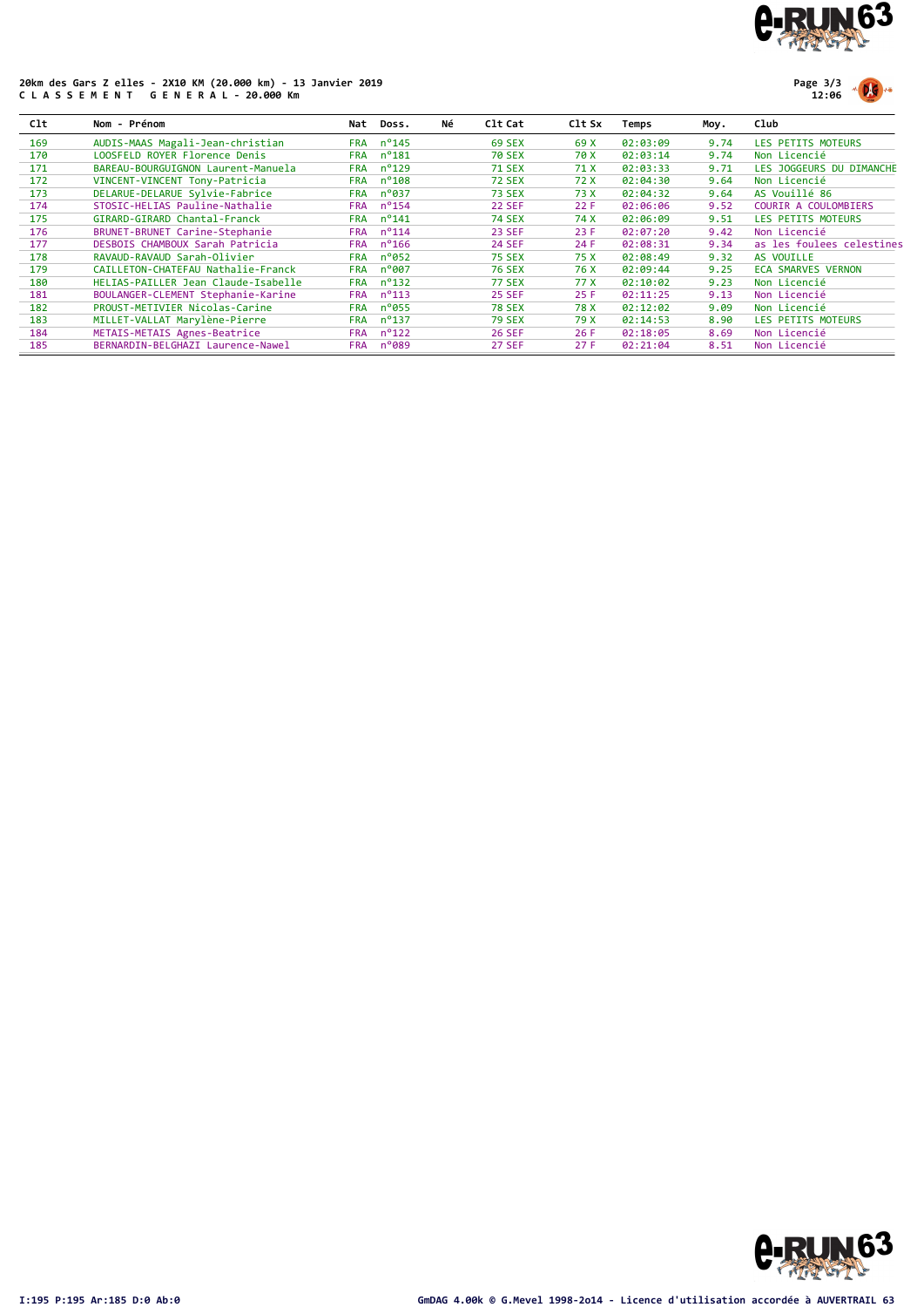**20km des Gars Z elles - 2X10 KM (20.000 km) - 13 Janvier 2019**
**C L A S S E M E N T G E N E R A L - 20.000 Km**

| Clt | Nom - Prénom | Nat | Doss. | Né | Clt Cat | Clt Sx | Temps | Moy. | Club |
|---|---|---|---|---|---|---|---|---|---|
| 169 | AUDIS-MAAS Magali-Jean-christian | FRA | n°145 | | 69 SEX | 69 X | 02:03:09 | 9.74 | LES PETITS MOTEURS |
| 170 | LOOSFELD ROYER Florence Denis | FRA | n°181 | | 70 SEX | 70 X | 02:03:14 | 9.74 | Non Licencié |
| 171 | BAREAU-BOURGUIGNON Laurent-Manuela | FRA | n°129 | | 71 SEX | 71 X | 02:03:33 | 9.71 | LES JOGGEURS DU DIMANCHE |
| 172 | VINCENT-VINCENT Tony-Patricia | FRA | n°108 | | 72 SEX | 72 X | 02:04:30 | 9.64 | Non Licencié |
| 173 | DELARUE-DELARUE Sylvie-Fabrice | FRA | n°037 | | 73 SEX | 73 X | 02:04:32 | 9.64 | AS Vouillé 86 |
| 174 | STOSIC-HELIAS Pauline-Nathalie | FRA | n°154 | | 22 SEF | 22 F | 02:06:06 | 9.52 | COURIR A COULOMBIERS |
| 175 | GIRARD-GIRARD Chantal-Franck | FRA | n°141 | | 74 SEX | 74 X | 02:06:09 | 9.51 | LES PETITS MOTEURS |
| 176 | BRUNET-BRUNET Carine-Stephanie | FRA | n°114 | | 23 SEF | 23 F | 02:07:20 | 9.42 | Non Licencié |
| 177 | DESBOIS CHAMBOUX Sarah Patricia | FRA | n°166 | | 24 SEF | 24 F | 02:08:31 | 9.34 | as les foulees celestines |
| 178 | RAVAUD-RAVAUD Sarah-Olivier | FRA | n°052 | | 75 SEX | 75 X | 02:08:49 | 9.32 | AS VOUILLE |
| 179 | CAILLETON-CHATEFAU Nathalie-Franck | FRA | n°007 | | 76 SEX | 76 X | 02:09:44 | 9.25 | ECA SMARVES VERNON |
| 180 | HELIAS-PAILLER Jean Claude-Isabelle | FRA | n°132 | | 77 SEX | 77 X | 02:10:02 | 9.23 | Non Licencié |
| 181 | BOULANGER-CLEMENT Stephanie-Karine | FRA | n°113 | | 25 SEF | 25 F | 02:11:25 | 9.13 | Non Licencié |
| 182 | PROUST-METIVIER Nicolas-Carine | FRA | n°055 | | 78 SEX | 78 X | 02:12:02 | 9.09 | Non Licencié |
| 183 | MILLET-VALLAT Marylène-Pierre | FRA | n°137 | | 79 SEX | 79 X | 02:14:53 | 8.90 | LES PETITS MOTEURS |
| 184 | METAIS-METAIS Agnes-Beatrice | FRA | n°122 | | 26 SEF | 26 F | 02:18:05 | 8.69 | Non Licencié |
| 185 | BERNARDIN-BELGHAZI Laurence-Nawel | FRA | n°089 | | 27 SEF | 27 F | 02:21:04 | 8.51 | Non Licencié |

I:195 P:195 Ar:185 D:0 Ab:0

GmDAG 4.00k © G.Mevel 1998-2014 - Licence d'utilisation accordée à AUVERTRAIL 63